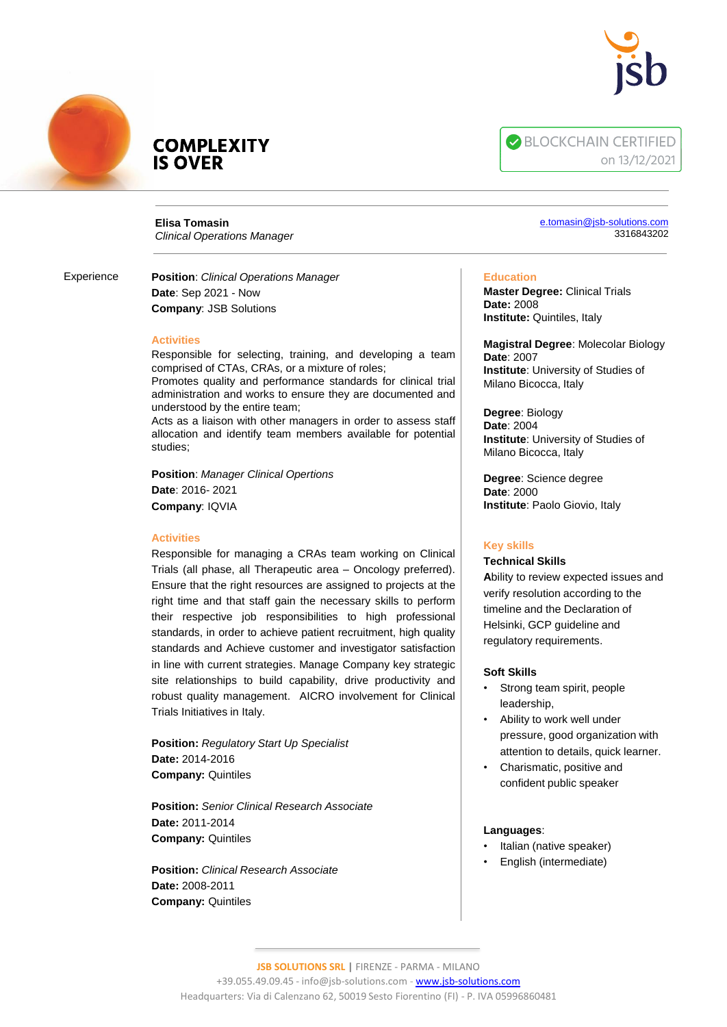**COMPLEXITY IS OVER**

BLOCKCHAIN CERTIFIED on 13/12/2021

**Elisa Tomasin**
*Clinical Operations Manager*

e.tomasin@jsb-solutions.com
3316843202

## Experience

**Position**: *Clinical Operations Manager*
**Date**: Sep 2021 - Now
**Company**: JSB Solutions

### Activities

Responsible for selecting, training, and developing a team comprised of CTAs, CRAs, or a mixture of roles;
Promotes quality and performance standards for clinical trial administration and works to ensure they are documented and understood by the entire team;
Acts as a liaison with other managers in order to assess staff allocation and identify team members available for potential studies;

**Position**: *Manager Clinical Opertions*
**Date**: 2016- 2021
**Company**: IQVIA

### Activities

Responsible for managing a CRAs team working on Clinical Trials (all phase, all Therapeutic area – Oncology preferred). Ensure that the right resources are assigned to projects at the right time and that staff gain the necessary skills to perform their respective job responsibilities to high professional standards, in order to achieve patient recruitment, high quality standards and Achieve customer and investigator satisfaction in line with current strategies. Manage Company key strategic site relationships to build capability, drive productivity and robust quality management. AICRO involvement for Clinical Trials Initiatives in Italy.

**Position:** *Regulatory Start Up Specialist*
**Date:** 2014-2016
**Company:** Quintiles

**Position:** *Senior Clinical Research Associate*
**Date:** 2011-2014
**Company:** Quintiles

**Position:** *Clinical Research Associate*
**Date:** 2008-2011
**Company:** Quintiles

## Education

**Master Degree:** Clinical Trials
**Date:** 2008
**Institute:** Quintiles, Italy

**Magistral Degree**: Molecolar Biology
**Date**: 2007
**Institute**: University of Studies of Milano Bicocca, Italy

**Degree**: Biology
**Date**: 2004
**Institute**: University of Studies of Milano Bicocca, Italy

**Degree**: Science degree
**Date**: 2000
**Institute**: Paolo Giovio, Italy

## Key skills

**Technical Skills**

**A**bility to review expected issues and verify resolution according to the timeline and the Declaration of Helsinki, GCP guideline and regulatory requirements.

**Soft Skills**

- Strong team spirit, people leadership,
- Ability to work well under pressure, good organization with attention to details, quick learner.
- Charismatic, positive and confident public speaker

**Languages**:

- Italian (native speaker)
- English (intermediate)

**JSB SOLUTIONS SRL** | FIRENZE - PARMA - MILANO
+39.055.49.09.45 - info@jsb-solutions.com - www.jsb-solutions.com
Headquarters: Via di Calenzano 62, 50019 Sesto Fiorentino (FI) - P. IVA 05996860481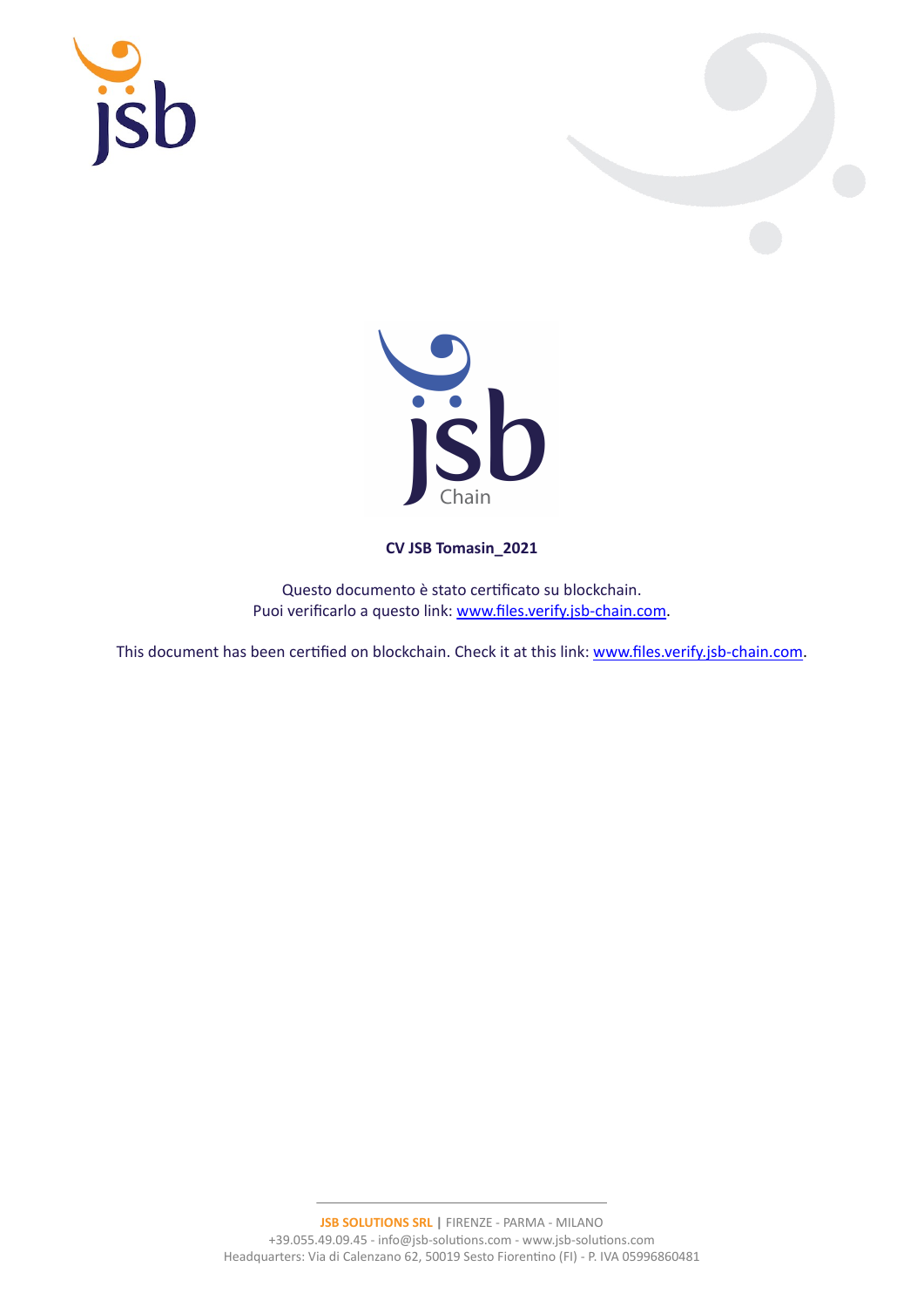**CV JSB Tomasin_2021**

Questo documento è stato certificato su blockchain.
Puoi verificarlo a questo link: www.files.verify.jsb-chain.com.

This document has been certified on blockchain. Check it at this link: www.files.verify.jsb-chain.com.